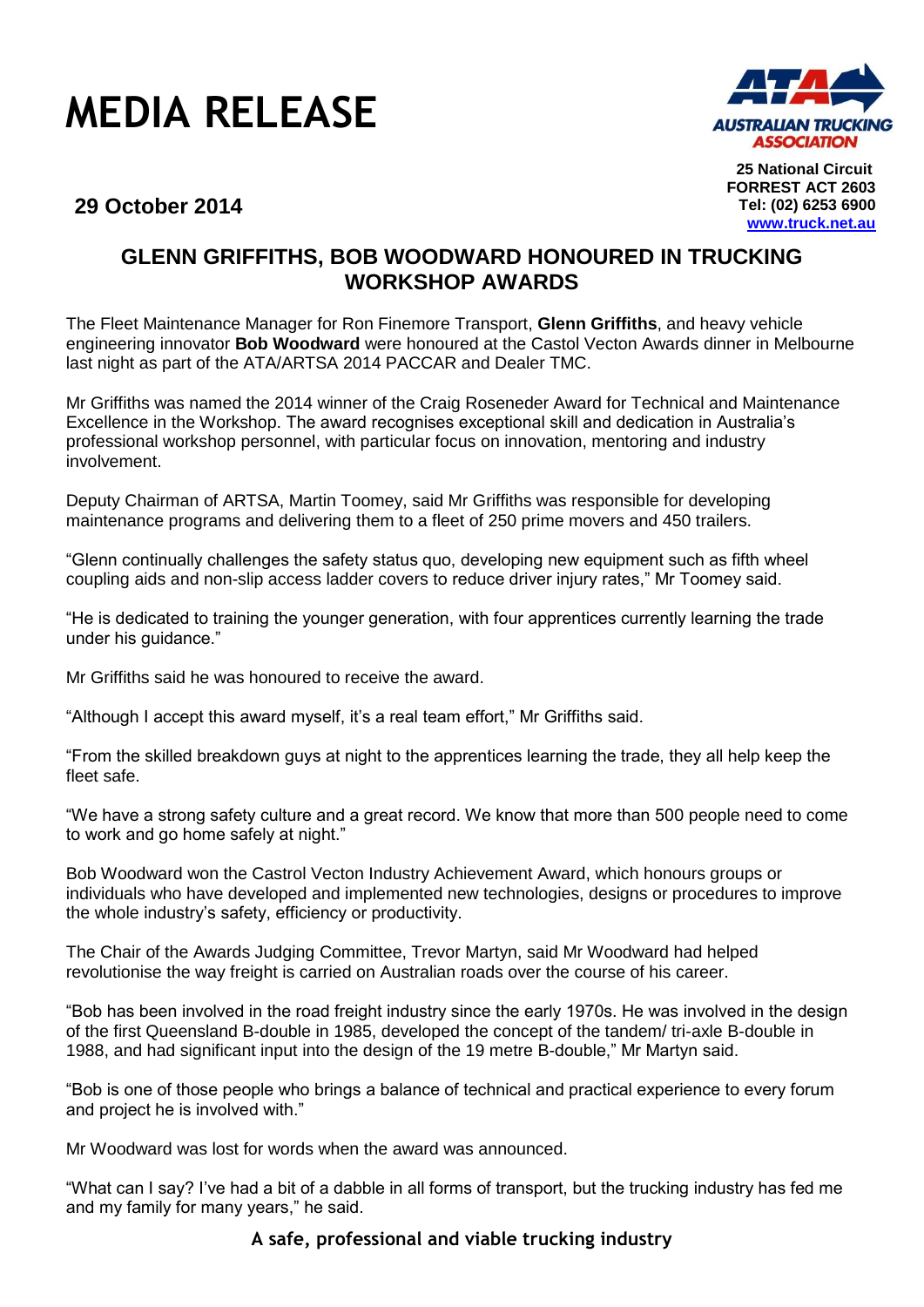# MEDIA RELEASE

**29 October 2014**

**25 National Circuit**
**FORREST ACT 2603**
**Tel: (02) 6253 6900**
**www.truck.net.au**

## GLENN GRIFFITHS, BOB WOODWARD HONOURED IN TRUCKING WORKSHOP AWARDS

The Fleet Maintenance Manager for Ron Finemore Transport, **Glenn Griffiths**, and heavy vehicle engineering innovator **Bob Woodward** were honoured at the Castol Vecton Awards dinner in Melbourne last night as part of the ATA/ARTSA 2014 PACCAR and Dealer TMC.

Mr Griffiths was named the 2014 winner of the Craig Roseneder Award for Technical and Maintenance Excellence in the Workshop. The award recognises exceptional skill and dedication in Australia's professional workshop personnel, with particular focus on innovation, mentoring and industry involvement.

Deputy Chairman of ARTSA, Martin Toomey, said Mr Griffiths was responsible for developing maintenance programs and delivering them to a fleet of 250 prime movers and 450 trailers.

"Glenn continually challenges the safety status quo, developing new equipment such as fifth wheel coupling aids and non-slip access ladder covers to reduce driver injury rates," Mr Toomey said.

"He is dedicated to training the younger generation, with four apprentices currently learning the trade under his guidance."

Mr Griffiths said he was honoured to receive the award.

"Although I accept this award myself, it's a real team effort," Mr Griffiths said.

"From the skilled breakdown guys at night to the apprentices learning the trade, they all help keep the fleet safe.

"We have a strong safety culture and a great record. We know that more than 500 people need to come to work and go home safely at night."

Bob Woodward won the Castrol Vecton Industry Achievement Award, which honours groups or individuals who have developed and implemented new technologies, designs or procedures to improve the whole industry's safety, efficiency or productivity.

The Chair of the Awards Judging Committee, Trevor Martyn, said Mr Woodward had helped revolutionise the way freight is carried on Australian roads over the course of his career.

"Bob has been involved in the road freight industry since the early 1970s. He was involved in the design of the first Queensland B-double in 1985, developed the concept of the tandem/ tri-axle B-double in 1988, and had significant input into the design of the 19 metre B-double," Mr Martyn said.

"Bob is one of those people who brings a balance of technical and practical experience to every forum and project he is involved with."

Mr Woodward was lost for words when the award was announced.

"What can I say? I've had a bit of a dabble in all forms of transport, but the trucking industry has fed me and my family for many years," he said.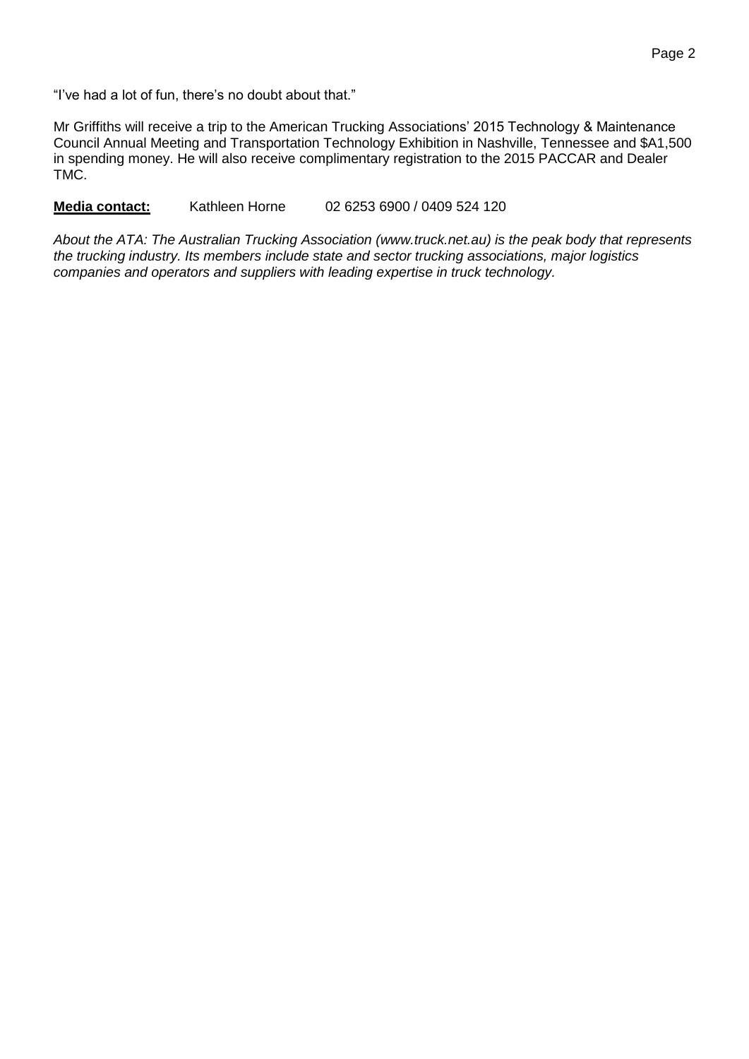"I've had a lot of fun, there's no doubt about that."

Mr Griffiths will receive a trip to the American Trucking Associations' 2015 Technology & Maintenance Council Annual Meeting and Transportation Technology Exhibition in Nashville, Tennessee and $A1,500 in spending money. He will also receive complimentary registration to the 2015 PACCAR and Dealer TMC.

**Media contact:** Kathleen Horne 02 6253 6900 / 0409 524 120

*About the ATA: The Australian Trucking Association (www.truck.net.au) is the peak body that represents the trucking industry. Its members include state and sector trucking associations, major logistics companies and operators and suppliers with leading expertise in truck technology.*